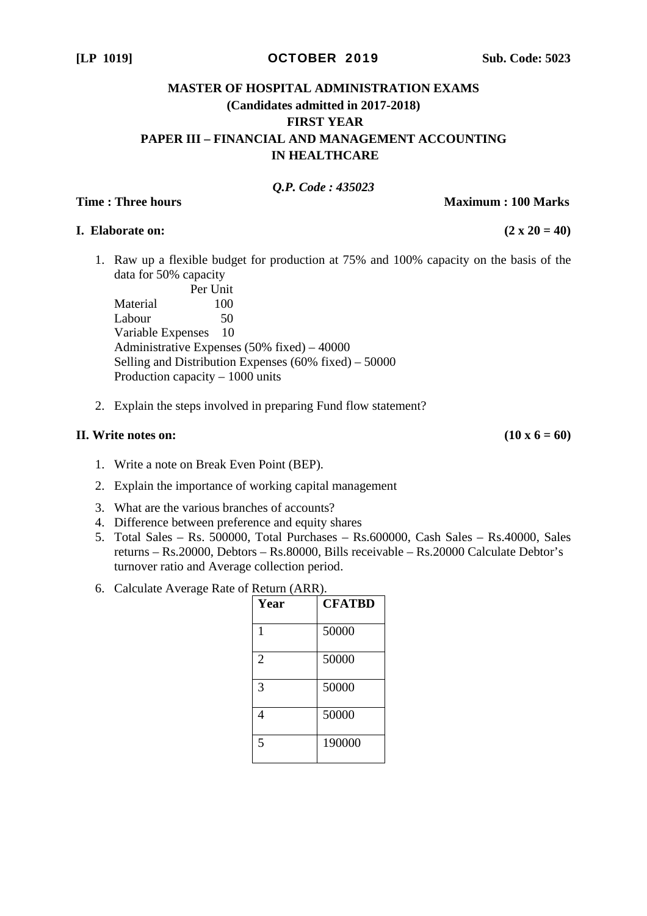**[LP 1019]** **OCTOBER 2019** **Sub. Code: 5023**

# MASTER OF HOSPITAL ADMINISTRATION EXAMS
## (Candidates admitted in 2017-2018)
## FIRST YEAR
## PAPER III – FINANCIAL AND MANAGEMENT ACCOUNTING IN HEALTHCARE

*Q.P. Code : 435023*

**Time : Three hours** **Maximum : 100 Marks**

**I. Elaborate on:** **(2 x 20 = 40)**

1. Raw up a flexible budget for production at 75% and 100% capacity on the basis of the data for 50% capacity

   | | Per Unit |
   |---|---|
   | Material | 100 |
   | Labour | 50 |
   | Variable Expenses | 10 |

   Administrative Expenses (50% fixed) – 40000
   Selling and Distribution Expenses (60% fixed) – 50000
   Production capacity – 1000 units

2. Explain the steps involved in preparing Fund flow statement?

**II. Write notes on:** **(10 x 6 = 60)**

1. Write a note on Break Even Point (BEP).
2. Explain the importance of working capital management
3. What are the various branches of accounts?
4. Difference between preference and equity shares
5. Total Sales – Rs. 500000, Total Purchases – Rs.600000, Cash Sales – Rs.40000, Sales returns – Rs.20000, Debtors – Rs.80000, Bills receivable – Rs.20000 Calculate Debtor's turnover ratio and Average collection period.
6. Calculate Average Rate of Return (ARR).

| Year | CFATBD |
|---|---|
| 1 | 50000 |
| 2 | 50000 |
| 3 | 50000 |
| 4 | 50000 |
| 5 | 190000 |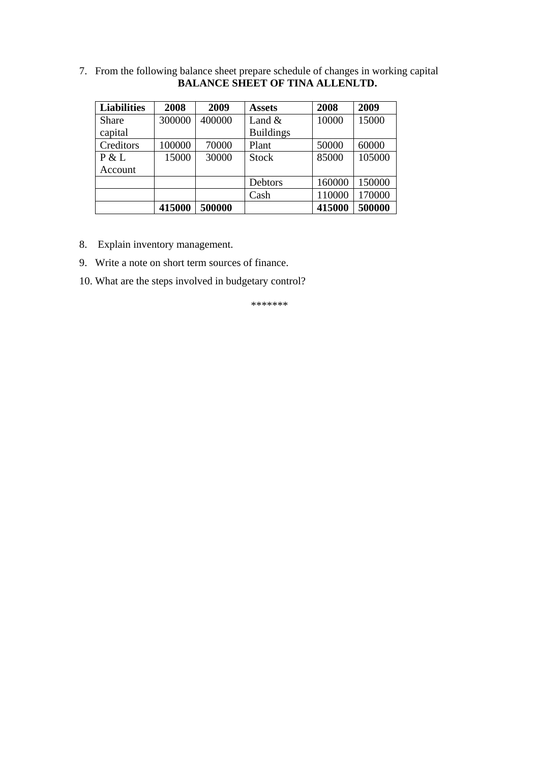7. From the following balance sheet prepare schedule of changes in working capital

**BALANCE SHEET OF TINA ALLENLTD.**

| **Liabilities** | **2008** | **2009** | **Assets** | **2008** | **2009** |
|---|---|---|---|---|---|
| Share capital | 300000 | 400000 | Land & Buildings | 10000 | 15000 |
| Creditors | 100000 | 70000 | Plant | 50000 | 60000 |
| P & L Account | 15000 | 30000 | Stock | 85000 | 105000 |
| | | | Debtors | 160000 | 150000 |
| | | | Cash | 110000 | 170000 |
| | **415000** | **500000** | | **415000** | **500000** |

8. Explain inventory management.
9. Write a note on short term sources of finance.
10. What are the steps involved in budgetary control?

*******